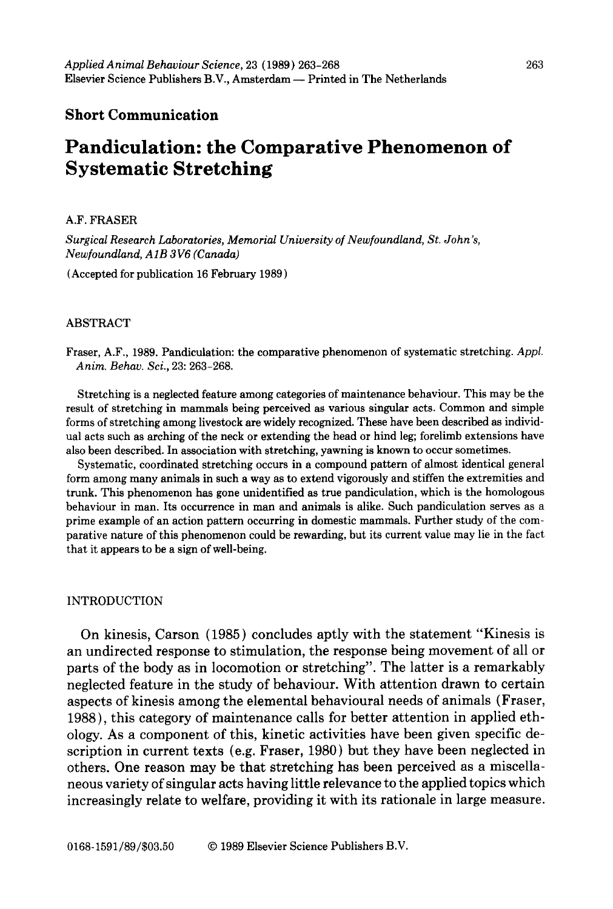**Short Communication**

# Pandiculation: the Comparative Phenomenon of Systematic Stretching

A.F. FRASER

*Surgical Research Laboratories, Memorial University of Newfoundland, St. John's, Newfoundland, A1B 3V6 (Canada)*

(Accepted for publication 16 February 1989)

## ABSTRACT

Fraser, A.F., 1989. Pandiculation: the comparative phenomenon of systematic stretching. *Appl. Anim. Behav. Sci.*, 23: 263-268.

Stretching is a neglected feature among categories of maintenance behaviour. This may be the result of stretching in mammals being perceived as various singular acts. Common and simple forms of stretching among livestock are widely recognized. These have been described as individual acts such as arching of the neck or extending the head or hind leg; forelimb extensions have also been described. In association with stretching, yawning is known to occur sometimes.

Systematic, coordinated stretching occurs in a compound pattern of almost identical general form among many animals in such a way as to extend vigorously and stiffen the extremities and trunk. This phenomenon has gone unidentified as true pandiculation, which is the homologous behaviour in man. Its occurrence in man and animals is alike. Such pandiculation serves as a prime example of an action pattern occurring in domestic mammals. Further study of the comparative nature of this phenomenon could be rewarding, but its current value may lie in the fact that it appears to be a sign of well-being.

## INTRODUCTION

On kinesis, Carson (1985) concludes aptly with the statement "Kinesis is an undirected response to stimulation, the response being movement of all or parts of the body as in locomotion or stretching". The latter is a remarkably neglected feature in the study of behaviour. With attention drawn to certain aspects of kinesis among the elemental behavioural needs of animals (Fraser, 1988), this category of maintenance calls for better attention in applied ethology. As a component of this, kinetic activities have been given specific description in current texts (e.g. Fraser, 1980) but they have been neglected in others. One reason may be that stretching has been perceived as a miscellaneous variety of singular acts having little relevance to the applied topics which increasingly relate to welfare, providing it with its rationale in large measure.

0168-1591/89/$03.50 © 1989 Elsevier Science Publishers B.V.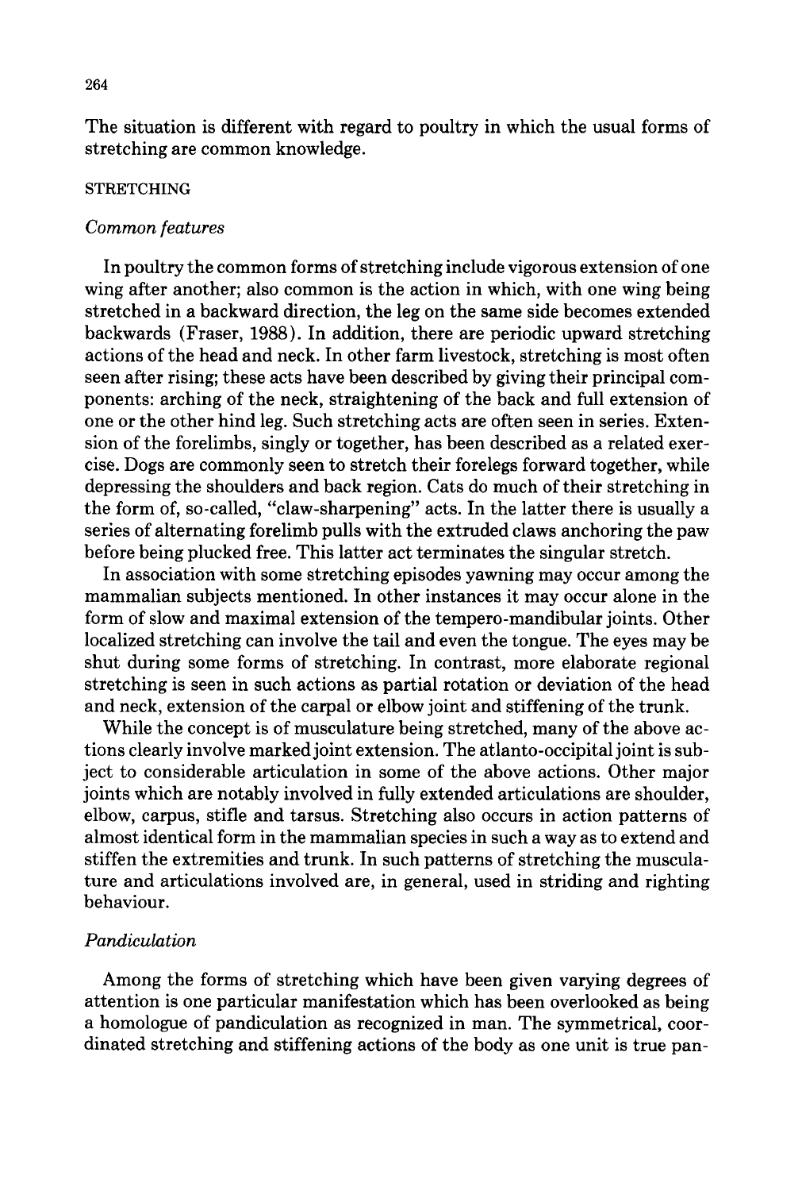The situation is different with regard to poultry in which the usual forms of stretching are common knowledge.

## STRETCHING

### *Common features*

In poultry the common forms of stretching include vigorous extension of one wing after another; also common is the action in which, with one wing being stretched in a backward direction, the leg on the same side becomes extended backwards (Fraser, 1988). In addition, there are periodic upward stretching actions of the head and neck. In other farm livestock, stretching is most often seen after rising; these acts have been described by giving their principal components: arching of the neck, straightening of the back and full extension of one or the other hind leg. Such stretching acts are often seen in series. Extension of the forelimbs, singly or together, has been described as a related exercise. Dogs are commonly seen to stretch their forelegs forward together, while depressing the shoulders and back region. Cats do much of their stretching in the form of, so-called, "claw-sharpening" acts. In the latter there is usually a series of alternating forelimb pulls with the extruded claws anchoring the paw before being plucked free. This latter act terminates the singular stretch.

In association with some stretching episodes yawning may occur among the mammalian subjects mentioned. In other instances it may occur alone in the form of slow and maximal extension of the tempero-mandibular joints. Other localized stretching can involve the tail and even the tongue. The eyes may be shut during some forms of stretching. In contrast, more elaborate regional stretching is seen in such actions as partial rotation or deviation of the head and neck, extension of the carpal or elbow joint and stiffening of the trunk.

While the concept is of musculature being stretched, many of the above actions clearly involve marked joint extension. The atlanto-occipital joint is subject to considerable articulation in some of the above actions. Other major joints which are notably involved in fully extended articulations are shoulder, elbow, carpus, stifle and tarsus. Stretching also occurs in action patterns of almost identical form in the mammalian species in such a way as to extend and stiffen the extremities and trunk. In such patterns of stretching the musculature and articulations involved are, in general, used in striding and righting behaviour.

### *Pandiculation*

Among the forms of stretching which have been given varying degrees of attention is one particular manifestation which has been overlooked as being a homologue of pandiculation as recognized in man. The symmetrical, coordinated stretching and stiffening actions of the body as one unit is true pan-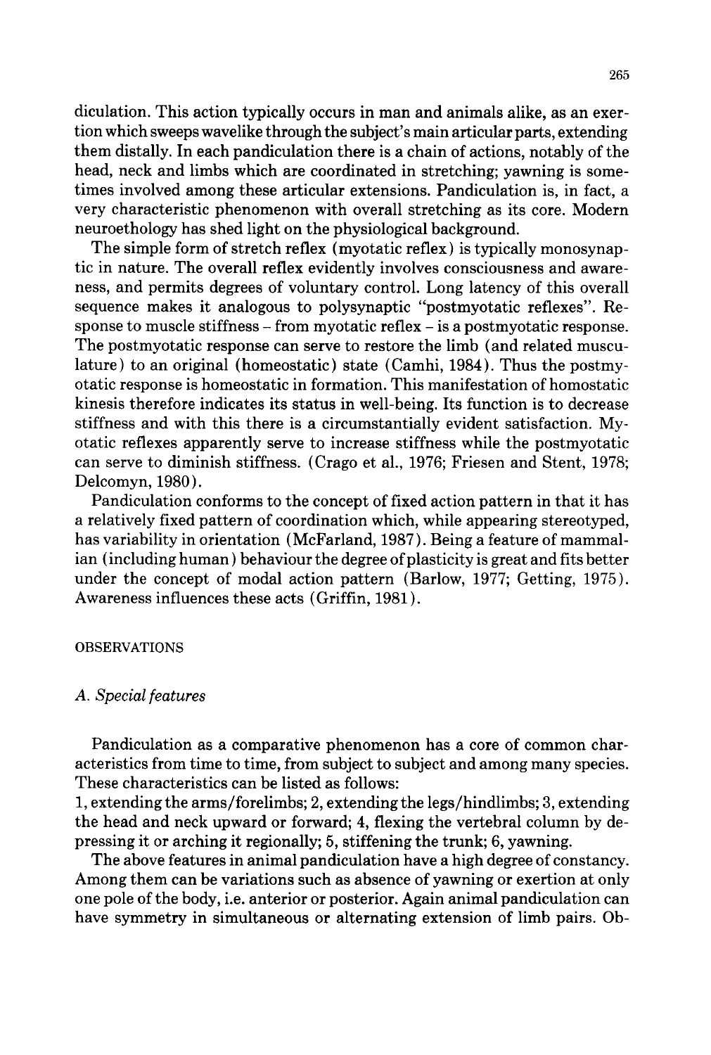diculation. This action typically occurs in man and animals alike, as an exertion which sweeps wavelike through the subject's main articular parts, extending them distally. In each pandiculation there is a chain of actions, notably of the head, neck and limbs which are coordinated in stretching; yawning is sometimes involved among these articular extensions. Pandiculation is, in fact, a very characteristic phenomenon with overall stretching as its core. Modern neuroethology has shed light on the physiological background.

The simple form of stretch reflex (myotatic reflex) is typically monosynaptic in nature. The overall reflex evidently involves consciousness and awareness, and permits degrees of voluntary control. Long latency of this overall sequence makes it analogous to polysynaptic "postmyotatic reflexes". Response to muscle stiffness – from myotatic reflex – is a postmyotatic response. The postmyotatic response can serve to restore the limb (and related musculature) to an original (homeostatic) state (Camhi, 1984). Thus the postmyotatic response is homeostatic in formation. This manifestation of homostatic kinesis therefore indicates its status in well-being. Its function is to decrease stiffness and with this there is a circumstantially evident satisfaction. Myotatic reflexes apparently serve to increase stiffness while the postmyotatic can serve to diminish stiffness. (Crago et al., 1976; Friesen and Stent, 1978; Delcomyn, 1980).

Pandiculation conforms to the concept of fixed action pattern in that it has a relatively fixed pattern of coordination which, while appearing stereotyped, has variability in orientation (McFarland, 1987). Being a feature of mammalian (including human) behaviour the degree of plasticity is great and fits better under the concept of modal action pattern (Barlow, 1977; Getting, 1975). Awareness influences these acts (Griffin, 1981).

## OBSERVATIONS

### *A. Special features*

Pandiculation as a comparative phenomenon has a core of common characteristics from time to time, from subject to subject and among many species. These characteristics can be listed as follows:

1, extending the arms/forelimbs; 2, extending the legs/hindlimbs; 3, extending the head and neck upward or forward; 4, flexing the vertebral column by depressing it or arching it regionally; 5, stiffening the trunk; 6, yawning.

The above features in animal pandiculation have a high degree of constancy. Among them can be variations such as absence of yawning or exertion at only one pole of the body, i.e. anterior or posterior. Again animal pandiculation can have symmetry in simultaneous or alternating extension of limb pairs. Ob-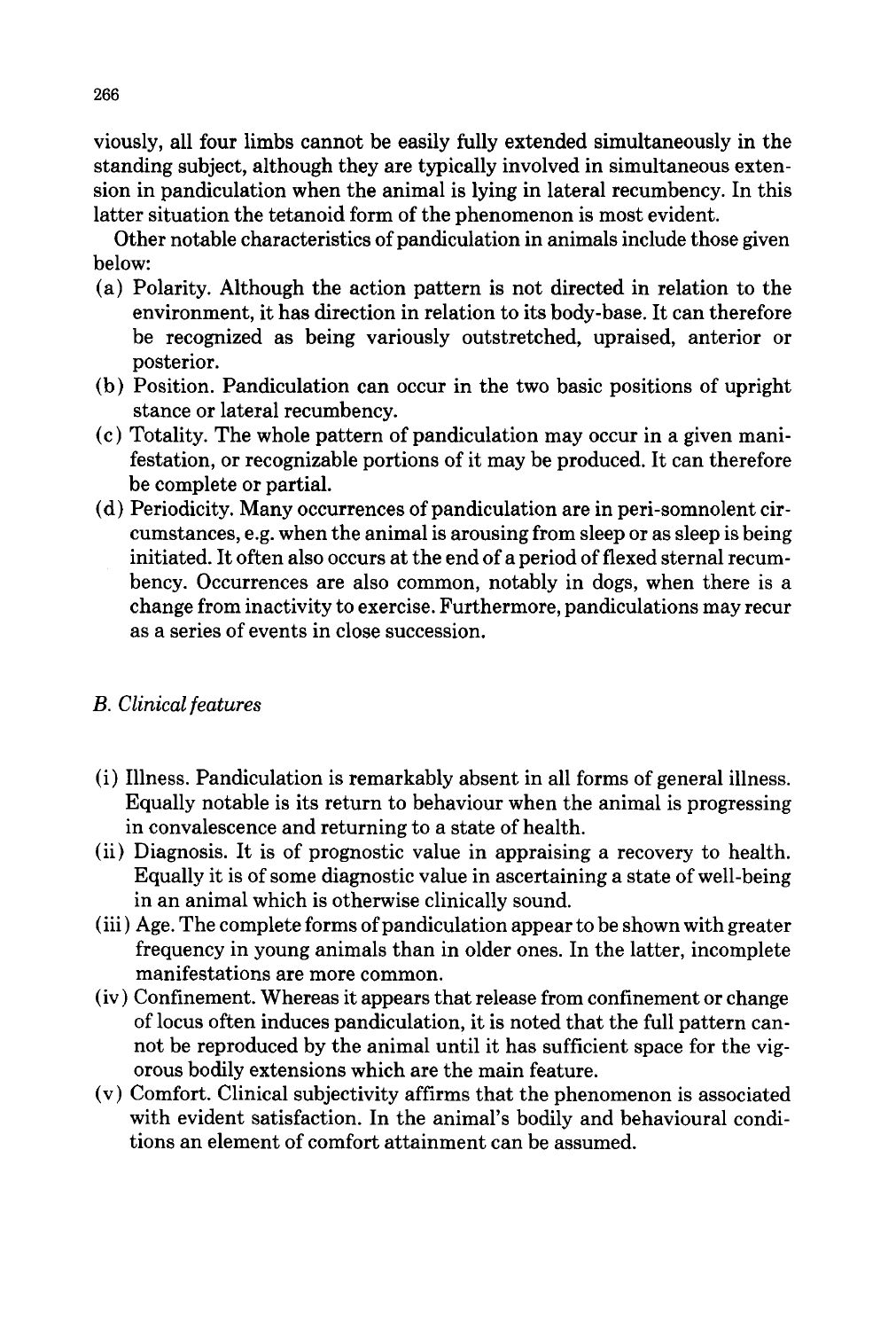viously, all four limbs cannot be easily fully extended simultaneously in the standing subject, although they are typically involved in simultaneous extension in pandiculation when the animal is lying in lateral recumbency. In this latter situation the tetanoid form of the phenomenon is most evident.

Other notable characteristics of pandiculation in animals include those given below:

(a) Polarity. Although the action pattern is not directed in relation to the environment, it has direction in relation to its body-base. It can therefore be recognized as being variously outstretched, upraised, anterior or posterior.

(b) Position. Pandiculation can occur in the two basic positions of upright stance or lateral recumbency.

(c) Totality. The whole pattern of pandiculation may occur in a given manifestation, or recognizable portions of it may be produced. It can therefore be complete or partial.

(d) Periodicity. Many occurrences of pandiculation are in peri-somnolent circumstances, e.g. when the animal is arousing from sleep or as sleep is being initiated. It often also occurs at the end of a period of flexed sternal recumbency. Occurrences are also common, notably in dogs, when there is a change from inactivity to exercise. Furthermore, pandiculations may recur as a series of events in close succession.

## *B. Clinical features*

(i) Illness. Pandiculation is remarkably absent in all forms of general illness. Equally notable is its return to behaviour when the animal is progressing in convalescence and returning to a state of health.

(ii) Diagnosis. It is of prognostic value in appraising a recovery to health. Equally it is of some diagnostic value in ascertaining a state of well-being in an animal which is otherwise clinically sound.

(iii) Age. The complete forms of pandiculation appear to be shown with greater frequency in young animals than in older ones. In the latter, incomplete manifestations are more common.

(iv) Confinement. Whereas it appears that release from confinement or change of locus often induces pandiculation, it is noted that the full pattern cannot be reproduced by the animal until it has sufficient space for the vigorous bodily extensions which are the main feature.

(v) Comfort. Clinical subjectivity affirms that the phenomenon is associated with evident satisfaction. In the animal's bodily and behavioural conditions an element of comfort attainment can be assumed.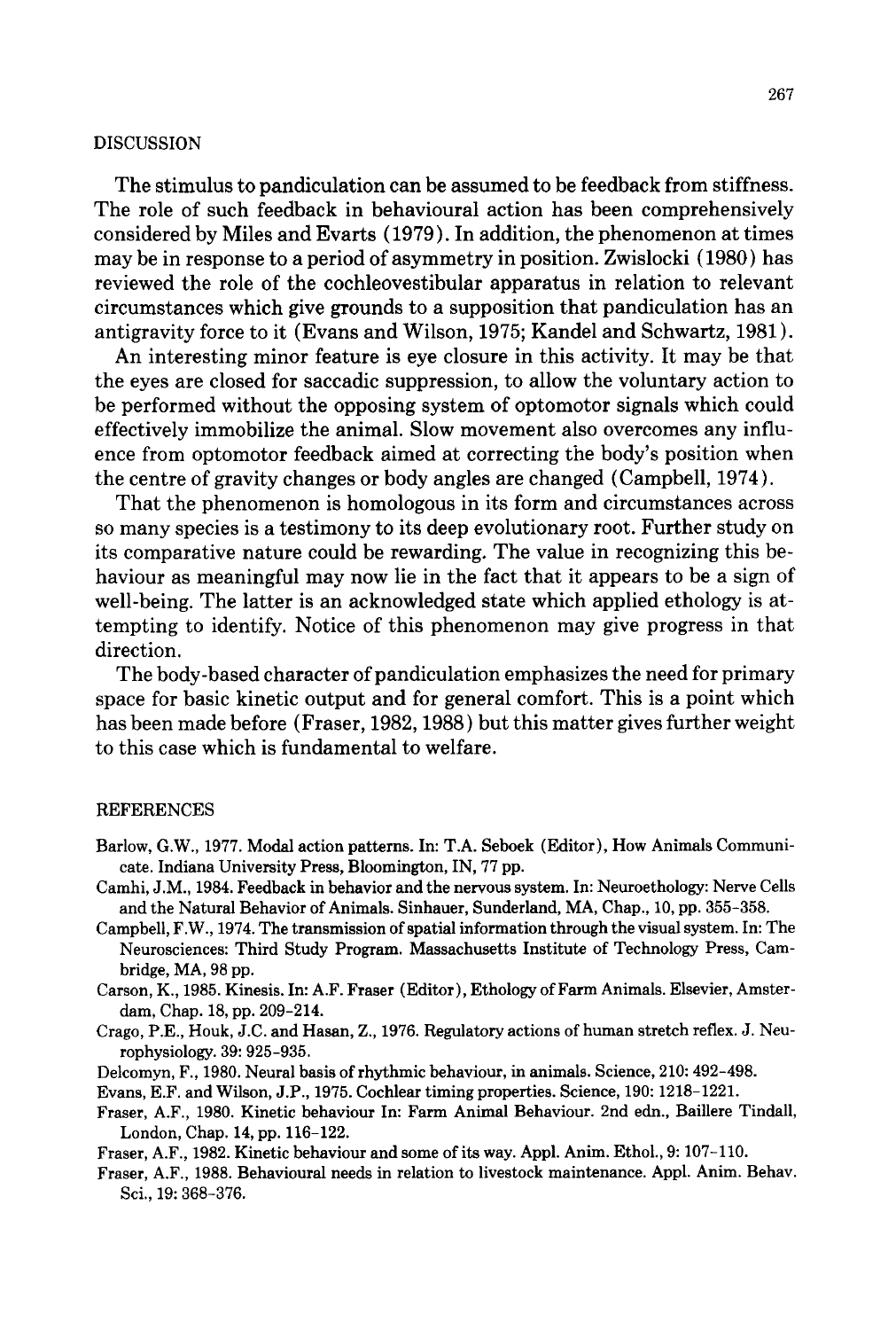## DISCUSSION

The stimulus to pandiculation can be assumed to be feedback from stiffness. The role of such feedback in behavioural action has been comprehensively considered by Miles and Evarts (1979). In addition, the phenomenon at times may be in response to a period of asymmetry in position. Zwislocki (1980) has reviewed the role of the cochleovestibular apparatus in relation to relevant circumstances which give grounds to a supposition that pandiculation has an antigravity force to it (Evans and Wilson, 1975; Kandel and Schwartz, 1981).

An interesting minor feature is eye closure in this activity. It may be that the eyes are closed for saccadic suppression, to allow the voluntary action to be performed without the opposing system of optomotor signals which could effectively immobilize the animal. Slow movement also overcomes any influence from optomotor feedback aimed at correcting the body's position when the centre of gravity changes or body angles are changed (Campbell, 1974).

That the phenomenon is homologous in its form and circumstances across so many species is a testimony to its deep evolutionary root. Further study on its comparative nature could be rewarding. The value in recognizing this behaviour as meaningful may now lie in the fact that it appears to be a sign of well-being. The latter is an acknowledged state which applied ethology is attempting to identify. Notice of this phenomenon may give progress in that direction.

The body-based character of pandiculation emphasizes the need for primary space for basic kinetic output and for general comfort. This is a point which has been made before (Fraser, 1982, 1988) but this matter gives further weight to this case which is fundamental to welfare.

## REFERENCES

Barlow, G.W., 1977. Modal action patterns. In: T.A. Seboek (Editor), How Animals Communicate. Indiana University Press, Bloomington, IN, 77 pp.

Camhi, J.M., 1984. Feedback in behavior and the nervous system. In: Neuroethology: Nerve Cells and the Natural Behavior of Animals. Sinhauer, Sunderland, MA, Chap., 10, pp. 355–358.

Campbell, F.W., 1974. The transmission of spatial information through the visual system. In: The Neurosciences: Third Study Program. Massachusetts Institute of Technology Press, Cambridge, MA, 98 pp.

Carson, K., 1985. Kinesis. In: A.F. Fraser (Editor), Ethology of Farm Animals. Elsevier, Amsterdam, Chap. 18, pp. 209–214.

Crago, P.E., Houk, J.C. and Hasan, Z., 1976. Regulatory actions of human stretch reflex. J. Neurophysiology. 39: 925–935.

Delcomyn, F., 1980. Neural basis of rhythmic behaviour, in animals. Science, 210: 492–498.

Evans, E.F. and Wilson, J.P., 1975. Cochlear timing properties. Science, 190: 1218–1221.

Fraser, A.F., 1980. Kinetic behaviour In: Farm Animal Behaviour. 2nd edn., Baillere Tindall, London, Chap. 14, pp. 116–122.

Fraser, A.F., 1982. Kinetic behaviour and some of its way. Appl. Anim. Ethol., 9: 107–110.

Fraser, A.F., 1988. Behavioural needs in relation to livestock maintenance. Appl. Anim. Behav. Sci., 19: 368–376.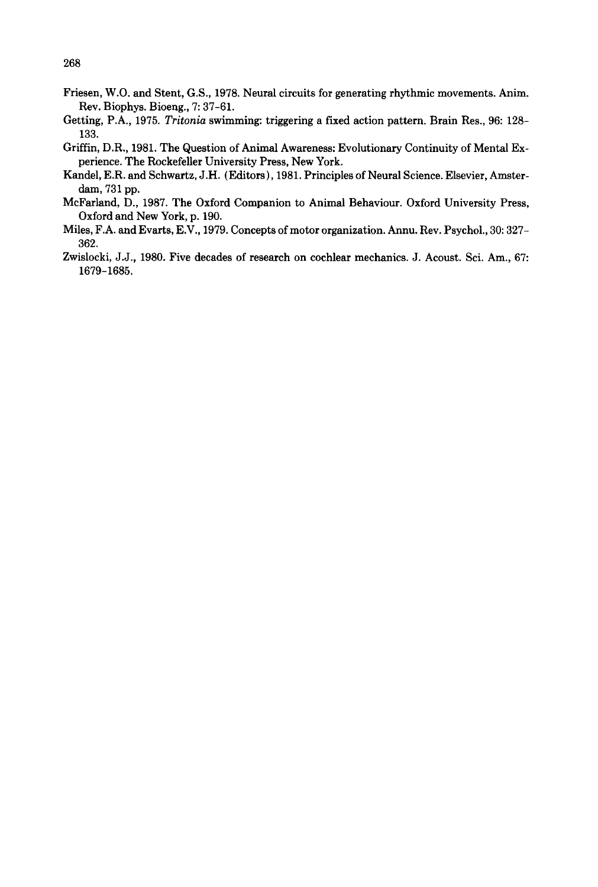Friesen, W.O. and Stent, G.S., 1978. Neural circuits for generating rhythmic movements. Anim. Rev. Biophys. Bioeng., 7: 37–61.

Getting, P.A., 1975. *Tritonia* swimming: triggering a fixed action pattern. Brain Res., 96: 128–133.

Griffin, D.R., 1981. The Question of Animal Awareness: Evolutionary Continuity of Mental Experience. The Rockefeller University Press, New York.

Kandel, E.R. and Schwartz, J.H. (Editors), 1981. Principles of Neural Science. Elsevier, Amsterdam, 731 pp.

McFarland, D., 1987. The Oxford Companion to Animal Behaviour. Oxford University Press, Oxford and New York, p. 190.

Miles, F.A. and Evarts, E.V., 1979. Concepts of motor organization. Annu. Rev. Psychol., 30: 327–362.

Zwislocki, J.J., 1980. Five decades of research on cochlear mechanics. J. Acoust. Sci. Am., 67: 1679–1685.